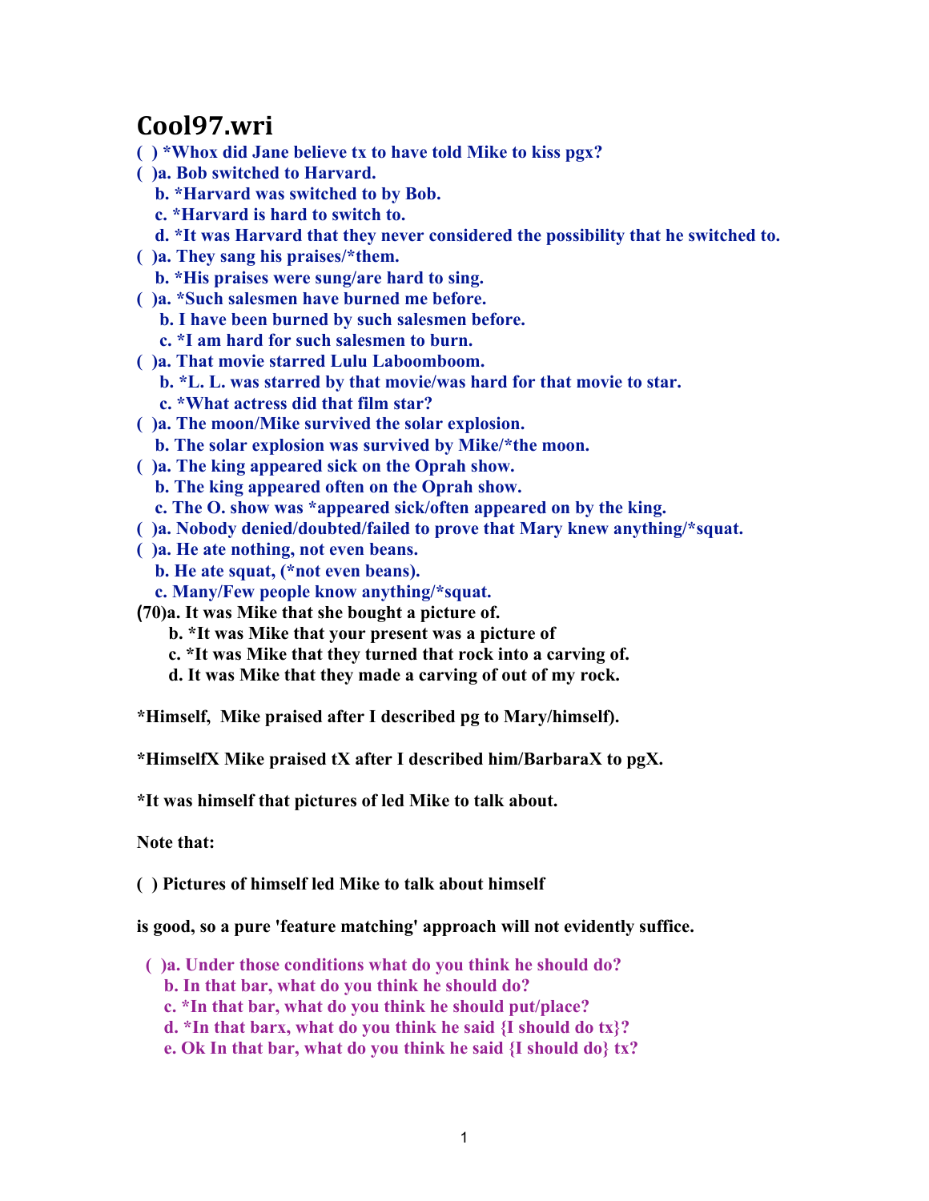# Cool97.wri

**( ) *Whox did Jane believe tx to have told Mike to kiss pgx?**

**( )a. Bob switched to Harvard.**
**b. *Harvard was switched to by Bob.**
**c. *Harvard is hard to switch to.**
**d. *It was Harvard that they never considered the possibility that he switched to.**

**( )a. They sang his praises/*them.**
**b. *His praises were sung/are hard to sing.**

**( )a. *Such salesmen have burned me before.**
**b. I have been burned by such salesmen before.**
**c. *I am hard for such salesmen to burn.**

**( )a. That movie starred Lulu Laboomboom.**
**b. *L. L. was starred by that movie/was hard for that movie to star.**
**c. *What actress did that film star?**

**( )a. The moon/Mike survived the solar explosion.**
**b. The solar explosion was survived by Mike/*the moon.**

**( )a. The king appeared sick on the Oprah show.**
**b. The king appeared often on the Oprah show.**
**c. The O. show was *appeared sick/often appeared on by the king.**

**( )a. Nobody denied/doubted/failed to prove that Mary knew anything/*squat.**

**( )a. He ate nothing, not even beans.**
**b. He ate squat, (*not even beans).**
**c. Many/Few people know anything/*squat.**

**(70)a. It was Mike that she bought a picture of.**
**b. *It was Mike that your present was a picture of**
**c. *It was Mike that they turned that rock into a carving of.**
**d. It was Mike that they made a carving of out of my rock.**

**\*Himself, Mike praised after I described pg to Mary/himself).**

**\*HimselfX Mike praised tX after I described him/BarbaraX to pgX.**

**\*It was himself that pictures of led Mike to talk about.**

**Note that:**

**( ) Pictures of himself led Mike to talk about himself**

**is good, so a pure 'feature matching' approach will not evidently suffice.**

**( )a. Under those conditions what do you think he should do?**
**b. In that bar, what do you think he should do?**
**c. *In that bar, what do you think he should put/place?**
**d. *In that barx, what do you think he said {I should do tx}?**
**e. Ok In that bar, what do you think he said {I should do} tx?**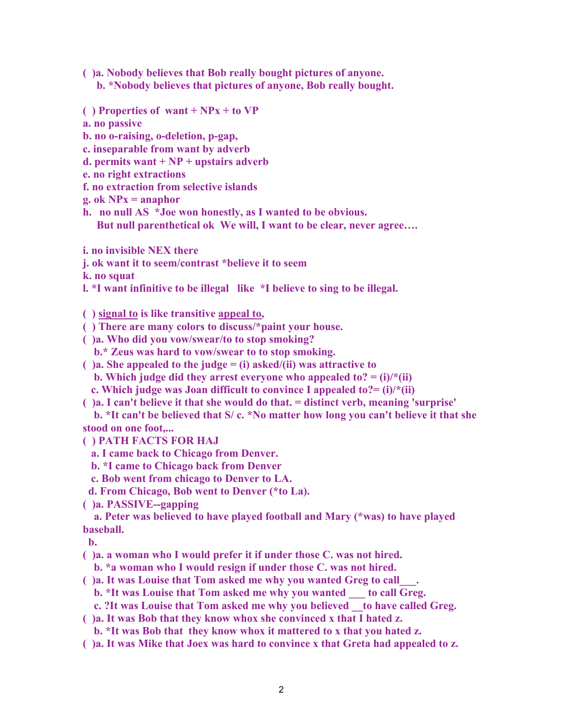**( )a. Nobody believes that Bob really bought pictures of anyone.**
**b. *Nobody believes that pictures of anyone, Bob really bought.**

**( ) Properties of want + NPx + to VP**
**a. no passive**
**b. no o-raising, o-deletion, p-gap,**
**c. inseparable from want by adverb**
**d. permits want + NP + upstairs adverb**
**e. no right extractions**
**f. no extraction from selective islands**
**g. ok NPx = anaphor**
**h. no null AS *Joe won honestly, as I wanted to be obvious.**
**But null parenthetical ok We will, I want to be clear, never agree….**

**i. no invisible NEX there**
**j. ok want it to seem/contrast *believe it to seem**
**k. no squat**
**l. *I want infinitive to be illegal like *I believe to sing to be illegal.**

**( ) <u>signal to</u> is like transitive <u>appeal to</u>,**
**( ) There are many colors to discuss/*paint your house.**
**( )a. Who did you vow/swear/to to stop smoking?**
**b.* Zeus was hard to vow/swear to to stop smoking.**
**( )a. She appealed to the judge = (i) asked/(ii) was attractive to**
**b. Which judge did they arrest everyone who appealed to? = (i)/*(ii)**
**c. Which judge was Joan difficult to convince I appealed to?= (i)/*(ii)**
**( )a. I can't believe it that she would do that. = distinct verb, meaning 'surprise'**
**b. *It can't be believed that S/ c. *No matter how long you can't believe it that she stood on one foot,...**
**( ) PATH FACTS FOR HAJ**
**a. I came back to Chicago from Denver.**
**b. *I came to Chicago back from Denver**
**c. Bob went from chicago to Denver to LA.**
**d. From Chicago, Bob went to Denver (*to La).**
**( )a. PASSIVE--gapping**
**a. Peter was believed to have played football and Mary (*was) to have played baseball.**
**b.**
**( )a. a woman who I would prefer it if under those C. was not hired.**
**b. *a woman who I would resign if under those C. was not hired.**
**( )a. It was Louise that Tom asked me why you wanted Greg to call___.**
**b. *It was Louise that Tom asked me why you wanted ___ to call Greg.**
**c. ?It was Louise that Tom asked me why you believed __to have called Greg.**
**( )a. It was Bob that they know whox she convinced x that I hated z.**
**b. *It was Bob that they know whox it mattered to x that you hated z.**
**( )a. It was Mike that Joex was hard to convince x that Greta had appealed to z.**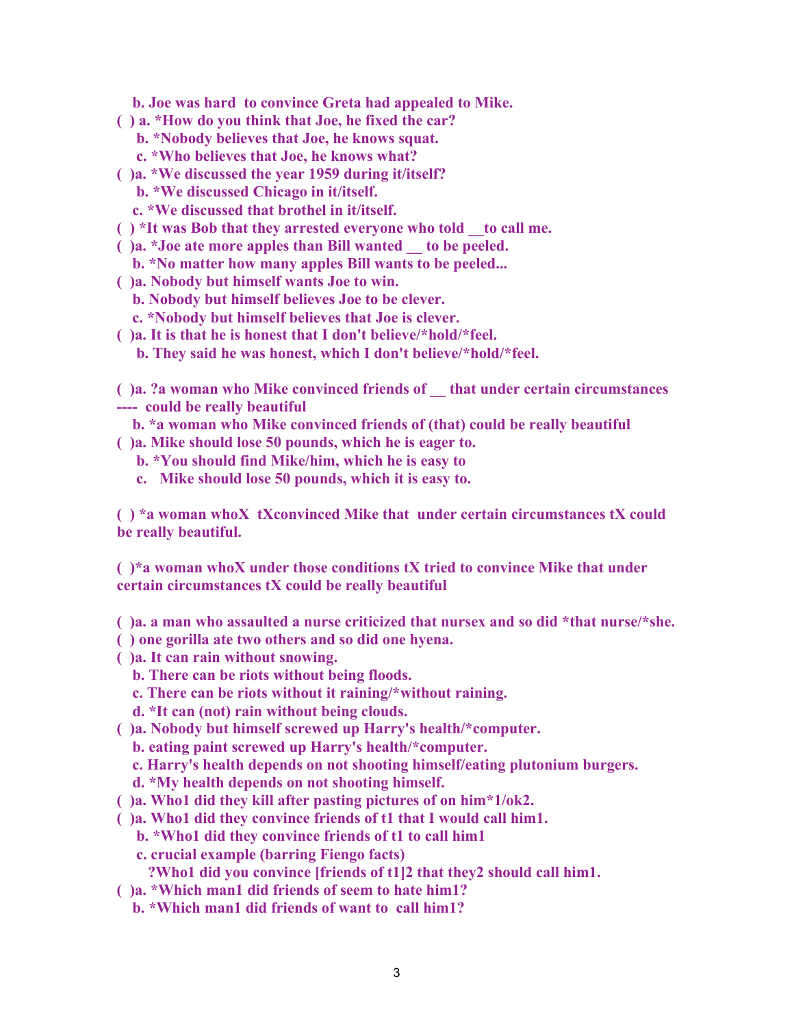**b. Joe was hard to convince Greta had appealed to Mike.**

**( ) a. *How do you think that Joe, he fixed the car?**
**b. *Nobody believes that Joe, he knows squat.**
**c. *Who believes that Joe, he knows what?**

**( )a. *We discussed the year 1959 during it/itself?**
**b. *We discussed Chicago in it/itself.**
**c. *We discussed that brothel in it/itself.**

**( ) *It was Bob that they arrested everyone who told __to call me.**

**( )a. *Joe ate more apples than Bill wanted __ to be peeled.**
**b. *No matter how many apples Bill wants to be peeled...**

**( )a. Nobody but himself wants Joe to win.**
**b. Nobody but himself believes Joe to be clever.**
**c. *Nobody but himself believes that Joe is clever.**

**( )a. It is that he is honest that I don't believe/*hold/*feel.**
**b. They said he was honest, which I don't believe/*hold/*feel.**

**( )a. ?a woman who Mike convinced friends of __ that under certain circumstances ---- could be really beautiful**
**b. *a woman who Mike convinced friends of (that) could be really beautiful**

**( )a. Mike should lose 50 pounds, which he is eager to.**
**b. *You should find Mike/him, which he is easy to**
**c. Mike should lose 50 pounds, which it is easy to.**

**( ) *a woman whoX tXconvinced Mike that under certain circumstances tX could be really beautiful.**

**( )*a woman whoX under those conditions tX tried to convince Mike that under certain circumstances tX could be really beautiful**

**( )a. a man who assaulted a nurse criticized that nursex and so did *that nurse/*she.**

**( ) one gorilla ate two others and so did one hyena.**

**( )a. It can rain without snowing.**
**b. There can be riots without being floods.**
**c. There can be riots without it raining/*without raining.**
**d. *It can (not) rain without being clouds.**

**( )a. Nobody but himself screwed up Harry's health/*computer.**
**b. eating paint screwed up Harry's health/*computer.**
**c. Harry's health depends on not shooting himself/eating plutonium burgers.**
**d. *My health depends on not shooting himself.**

**( )a. Who1 did they kill after pasting pictures of on him*1/ok2.**

**( )a. Who1 did they convince friends of t1 that I would call him1.**
**b. *Who1 did they convince friends of t1 to call him1**
**c. crucial example (barring Fiengo facts)**
**?Who1 did you convince [friends of t1]2 that they2 should call him1.**

**( )a. *Which man1 did friends of seem to hate him1?**
**b. *Which man1 did friends of want to call him1?**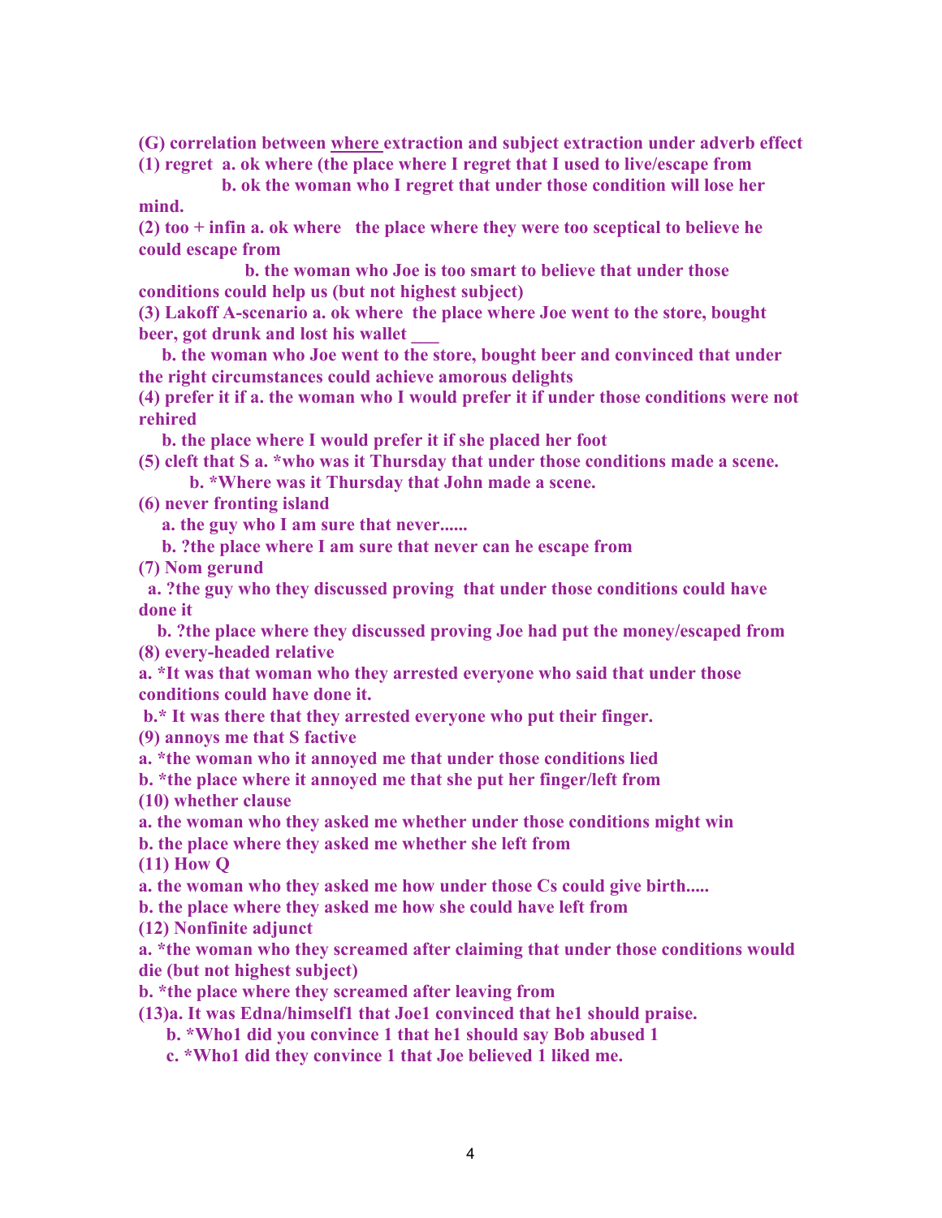**(G) correlation between <u>where</u> extraction and subject extraction under adverb effect**

**(1) regret a. ok where (the place where I regret that I used to live/escape from**

**b. ok the woman who I regret that under those condition will lose her mind.**

**(2) too + infin a. ok where the place where they were too sceptical to believe he could escape from**

**b. the woman who Joe is too smart to believe that under those conditions could help us (but not highest subject)**

**(3) Lakoff A-scenario a. ok where the place where Joe went to the store, bought beer, got drunk and lost his wallet ___**

**b. the woman who Joe went to the store, bought beer and convinced that under the right circumstances could achieve amorous delights**

**(4) prefer it if a. the woman who I would prefer it if under those conditions were not rehired**

**b. the place where I would prefer it if she placed her foot**

**(5) cleft that S a. *who was it Thursday that under those conditions made a scene.**

**b. *Where was it Thursday that John made a scene.**

**(6) never fronting island**

**a. the guy who I am sure that never......**

**b. ?the place where I am sure that never can he escape from**

**(7) Nom gerund**

**a. ?the guy who they discussed proving that under those conditions could have done it**

**b. ?the place where they discussed proving Joe had put the money/escaped from**

**(8) every-headed relative**

**a. *It was that woman who they arrested everyone who said that under those conditions could have done it.**

**b.* It was there that they arrested everyone who put their finger.**

**(9) annoys me that S factive**

**a. *the woman who it annoyed me that under those conditions lied**

**b. *the place where it annoyed me that she put her finger/left from**

**(10) whether clause**

**a. the woman who they asked me whether under those conditions might win**

**b. the place where they asked me whether she left from**

**(11) How Q**

**a. the woman who they asked me how under those Cs could give birth.....**

**b. the place where they asked me how she could have left from**

**(12) Nonfinite adjunct**

**a. *the woman who they screamed after claiming that under those conditions would die (but not highest subject)**

**b. *the place where they screamed after leaving from**

**(13)a. It was Edna/himself1 that Joe1 convinced that he1 should praise.**

**b. *Who1 did you convince 1 that he1 should say Bob abused 1**

**c. *Who1 did they convince 1 that Joe believed 1 liked me.**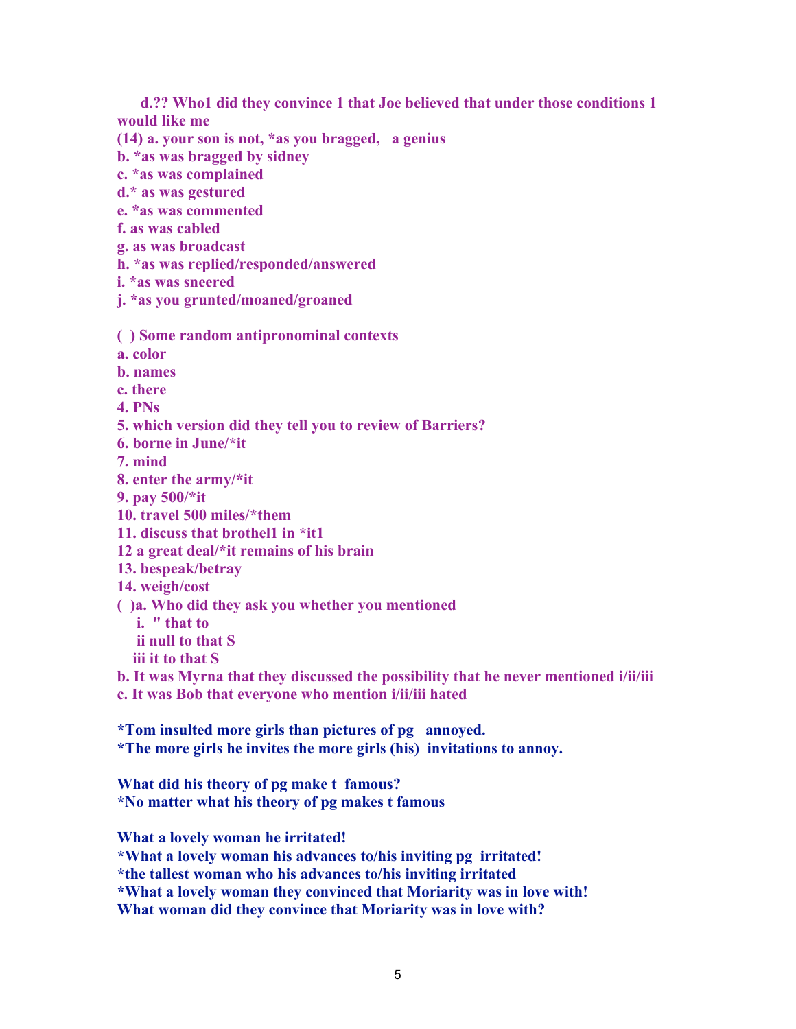d.?? Who1 did they convince 1 that Joe believed that under those conditions 1 would like me

(14) a. your son is not, *as you bragged, a genius

b. *as was bragged by sidney

c. *as was complained

d.* as was gestured

e. *as was commented

f. as was cabled

g. as was broadcast

h. *as was replied/responded/answered

i. *as was sneered

j. *as you grunted/moaned/groaned

( ) Some random antipronominal contexts

a. color

b. names

c. there

4. PNs

5. which version did they tell you to review of Barriers?

6. borne in June/*it

7. mind

8. enter the army/*it

9. pay 500/*it

10. travel 500 miles/*them

11. discuss that brothel1 in *it1

12 a great deal/*it remains of his brain

13. bespeak/betray

14. weigh/cost

( )a. Who did they ask you whether you mentioned

i. " that to

ii null to that S

iii it to that S

b. It was Myrna that they discussed the possibility that he never mentioned i/ii/iii

c. It was Bob that everyone who mention i/ii/iii hated

*Tom insulted more girls than pictures of pg annoyed.

*The more girls he invites the more girls (his) invitations to annoy.

What did his theory of pg make t famous?

*No matter what his theory of pg makes t famous

What a lovely woman he irritated!

*What a lovely woman his advances to/his inviting pg irritated!

*the tallest woman who his advances to/his inviting irritated

*What a lovely woman they convinced that Moriarity was in love with!

What woman did they convince that Moriarity was in love with?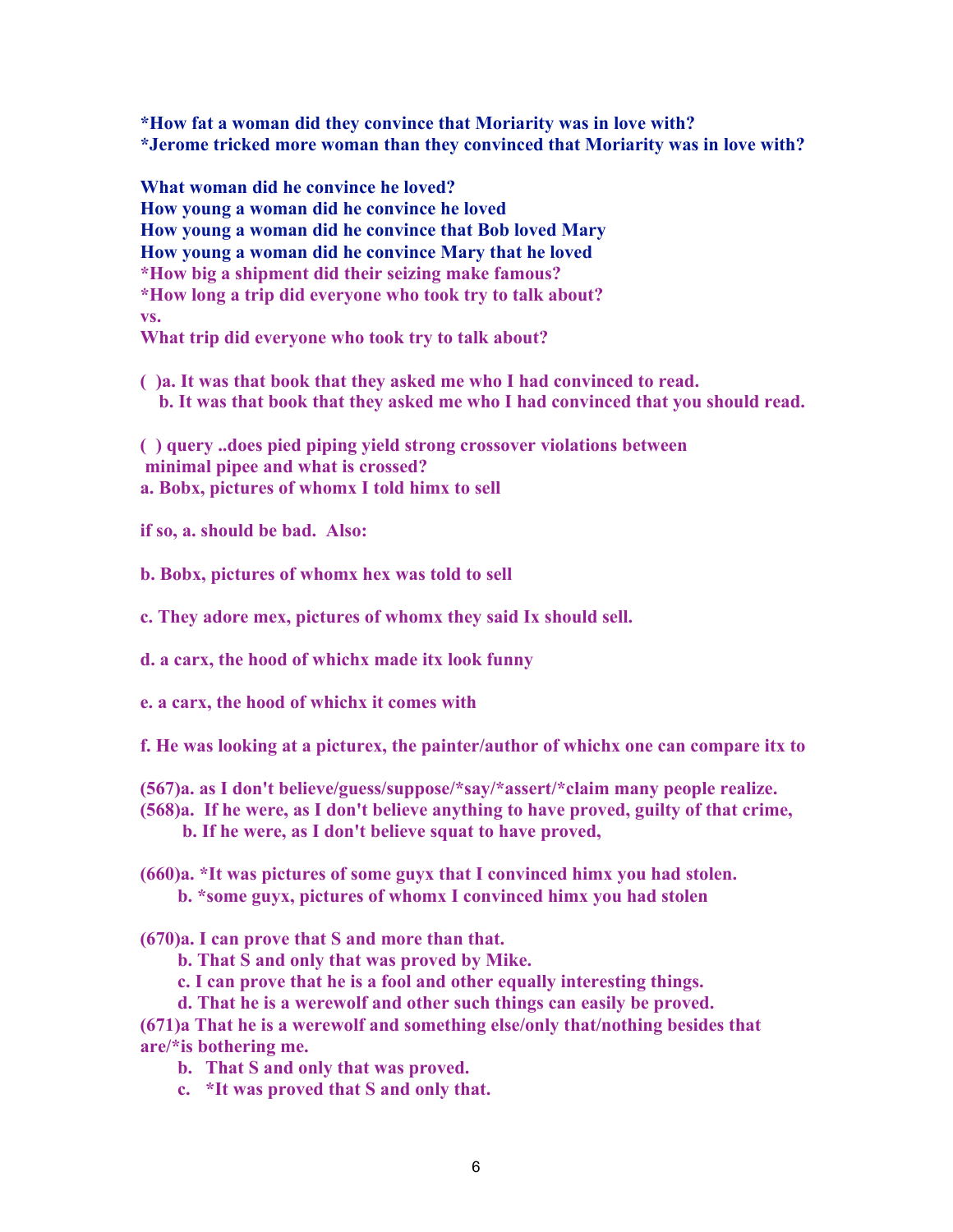**\*How fat a woman did they convince that Moriarity was in love with?**
**\*Jerome tricked more woman than they convinced that Moriarity was in love with?**

**What woman did he convince he loved?**
**How young a woman did he convince he loved**
**How young a woman did he convince that Bob loved Mary**
**How young a woman did he convince Mary that he loved**
**\*How big a shipment did their seizing make famous?**
**\*How long a trip did everyone who took try to talk about?**
**vs.**
**What trip did everyone who took try to talk about?**

**( )a. It was that book that they asked me who I had convinced to read.**
**b. It was that book that they asked me who I had convinced that you should read.**

**( ) query ..does pied piping yield strong crossover violations between minimal pipee and what is crossed?**
**a. Bobx, pictures of whomx I told himx to sell**

**if so, a. should be bad. Also:**

**b. Bobx, pictures of whomx hex was told to sell**

**c. They adore mex, pictures of whomx they said Ix should sell.**

**d. a carx, the hood of whichx made itx look funny**

**e. a carx, the hood of whichx it comes with**

**f. He was looking at a picturex, the painter/author of whichx one can compare itx to**

**(567)a. as I don't believe/guess/suppose/\*say/\*assert/\*claim many people realize.**
**(568)a. If he were, as I don't believe anything to have proved, guilty of that crime,**
**b. If he were, as I don't believe squat to have proved,**

**(660)a. \*It was pictures of some guyx that I convinced himx you had stolen.**
**b. \*some guyx, pictures of whomx I convinced himx you had stolen**

**(670)a. I can prove that S and more than that.**
**b. That S and only that was proved by Mike.**
**c. I can prove that he is a fool and other equally interesting things.**
**d. That he is a werewolf and other such things can easily be proved.**
**(671)a That he is a werewolf and something else/only that/nothing besides that are/\*is bothering me.**
**b. That S and only that was proved.**
**c. \*It was proved that S and only that.**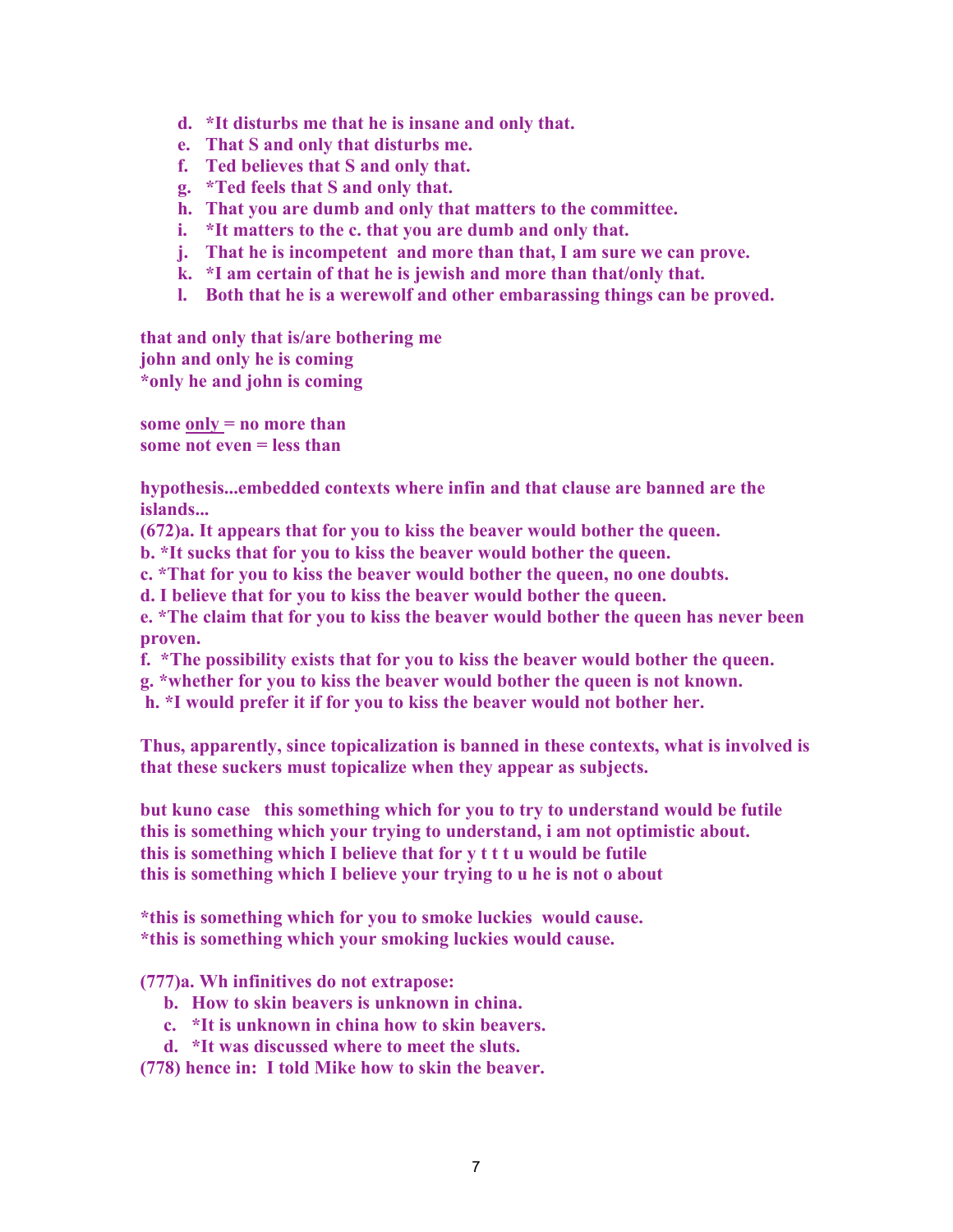d. *It disturbs me that he is insane and only that.
e. That S and only that disturbs me.
f. Ted believes that S and only that.
g. *Ted feels that S and only that.
h. That you are dumb and only that matters to the committee.
i. *It matters to the c. that you are dumb and only that.
j. That he is incompetent and more than that, I am sure we can prove.
k. *I am certain of that he is jewish and more than that/only that.
l. Both that he is a werewolf and other embarassing things can be proved.

that and only that is/are bothering me
john and only he is coming
*only he and john is coming

some only = no more than
some not even = less than

hypothesis...embedded contexts where infin and that clause are banned are the islands...

(672)a. It appears that for you to kiss the beaver would bother the queen.
b. *It sucks that for you to kiss the beaver would bother the queen.
c. *That for you to kiss the beaver would bother the queen, no one doubts.
d. I believe that for you to kiss the beaver would bother the queen.
e. *The claim that for you to kiss the beaver would bother the queen has never been proven.
f. *The possibility exists that for you to kiss the beaver would bother the queen.
g. *whether for you to kiss the beaver would bother the queen is not known.
h. *I would prefer it if for you to kiss the beaver would not bother her.

Thus, apparently, since topicalization is banned in these contexts, what is involved is that these suckers must topicalize when they appear as subjects.

but kuno case this something which for you to try to understand would be futile
this is something which your trying to understand, i am not optimistic about.
this is something which I believe that for y t t t u would be futile
this is something which I believe your trying to u he is not o about

*this is something which for you to smoke luckies would cause.
*this is something which your smoking luckies would cause.

(777)a. Wh infinitives do not extrapose:
b. How to skin beavers is unknown in china.
c. *It is unknown in china how to skin beavers.
d. *It was discussed where to meet the sluts.

(778) hence in: I told Mike how to skin the beaver.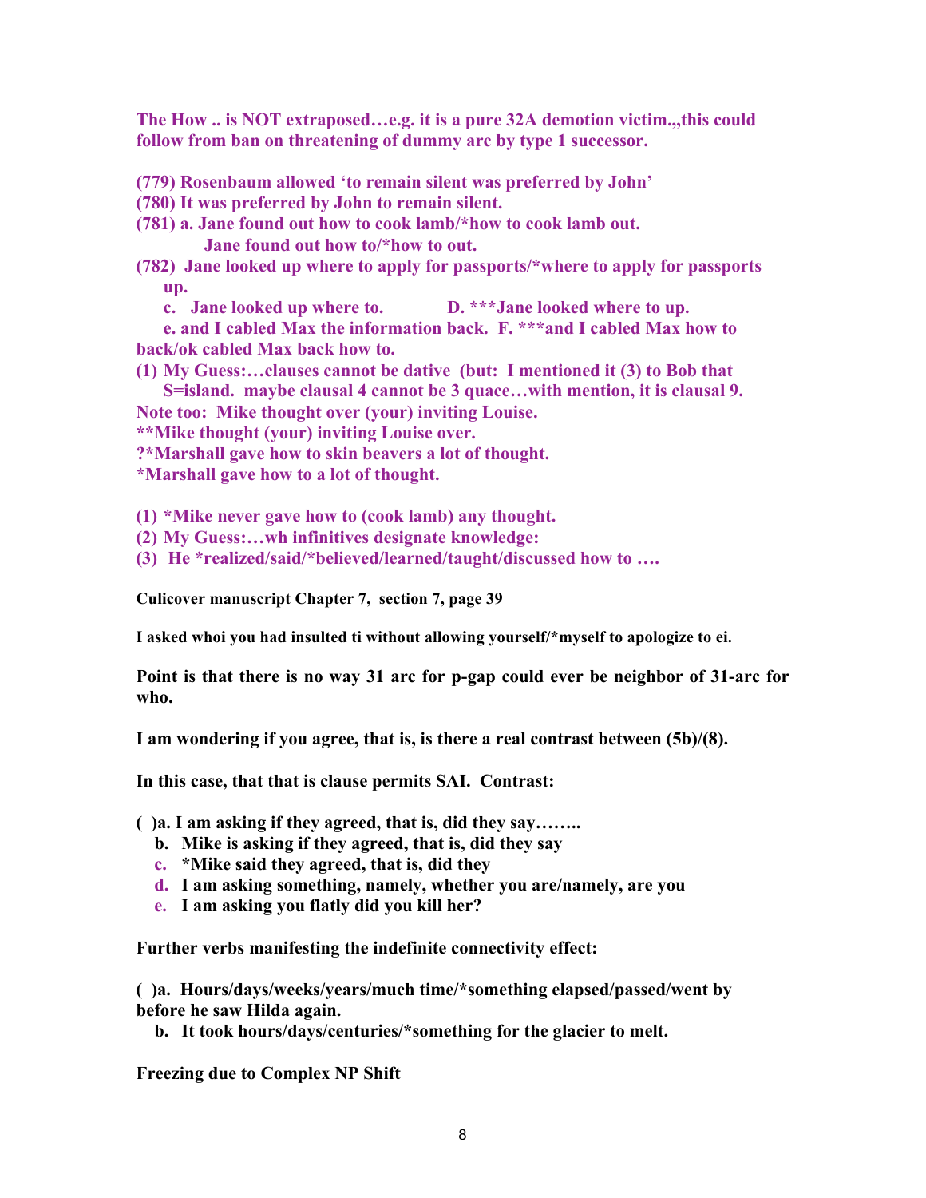**The How .. is NOT extraposed…e.g. it is a pure 32A demotion victim.,,this could follow from ban on threatening of dummy arc by type 1 successor.**

**(779) Rosenbaum allowed 'to remain silent was preferred by John'**
**(780) It was preferred by John to remain silent.**
**(781) a. Jane found out how to cook lamb/*how to cook lamb out.**
**Jane found out how to/*how to out.**
**(782) Jane looked up where to apply for passports/*where to apply for passports up.**
**c. Jane looked up where to. D. ***Jane looked where to up.**
**e. and I cabled Max the information back. F. ***and I cabled Max how to back/ok cabled Max back how to.**
**(1) My Guess:…clauses cannot be dative (but: I mentioned it (3) to Bob that S=island. maybe clausal 4 cannot be 3 quace…with mention, it is clausal 9.**
**Note too: Mike thought over (your) inviting Louise.**
****Mike thought (your) inviting Louise over.**
**?*Marshall gave how to skin beavers a lot of thought.**
***Marshall gave how to a lot of thought.**

**(1) *Mike never gave how to (cook lamb) any thought.**
**(2) My Guess:…wh infinitives designate knowledge:**
**(3) He *realized/said/*believed/learned/taught/discussed how to ….**

**Culicover manuscript Chapter 7, section 7, page 39**

**I asked whoi you had insulted ti without allowing yourself/*myself to apologize to ei.**

**Point is that there is no way 31 arc for p-gap could ever be neighbor of 31-arc for who.**

**I am wondering if you agree, that is, is there a real contrast between (5b)/(8).**

**In this case, that that is clause permits SAI. Contrast:**

**( )a. I am asking if they agreed, that is, did they say……..**
**b. Mike is asking if they agreed, that is, did they say**
**c. *Mike said they agreed, that is, did they**
**d. I am asking something, namely, whether you are/namely, are you**
**e. I am asking you flatly did you kill her?**

**Further verbs manifesting the indefinite connectivity effect:**

**( )a. Hours/days/weeks/years/much time/*something elapsed/passed/went by before he saw Hilda again.**
**b. It took hours/days/centuries/*something for the glacier to melt.**

**Freezing due to Complex NP Shift**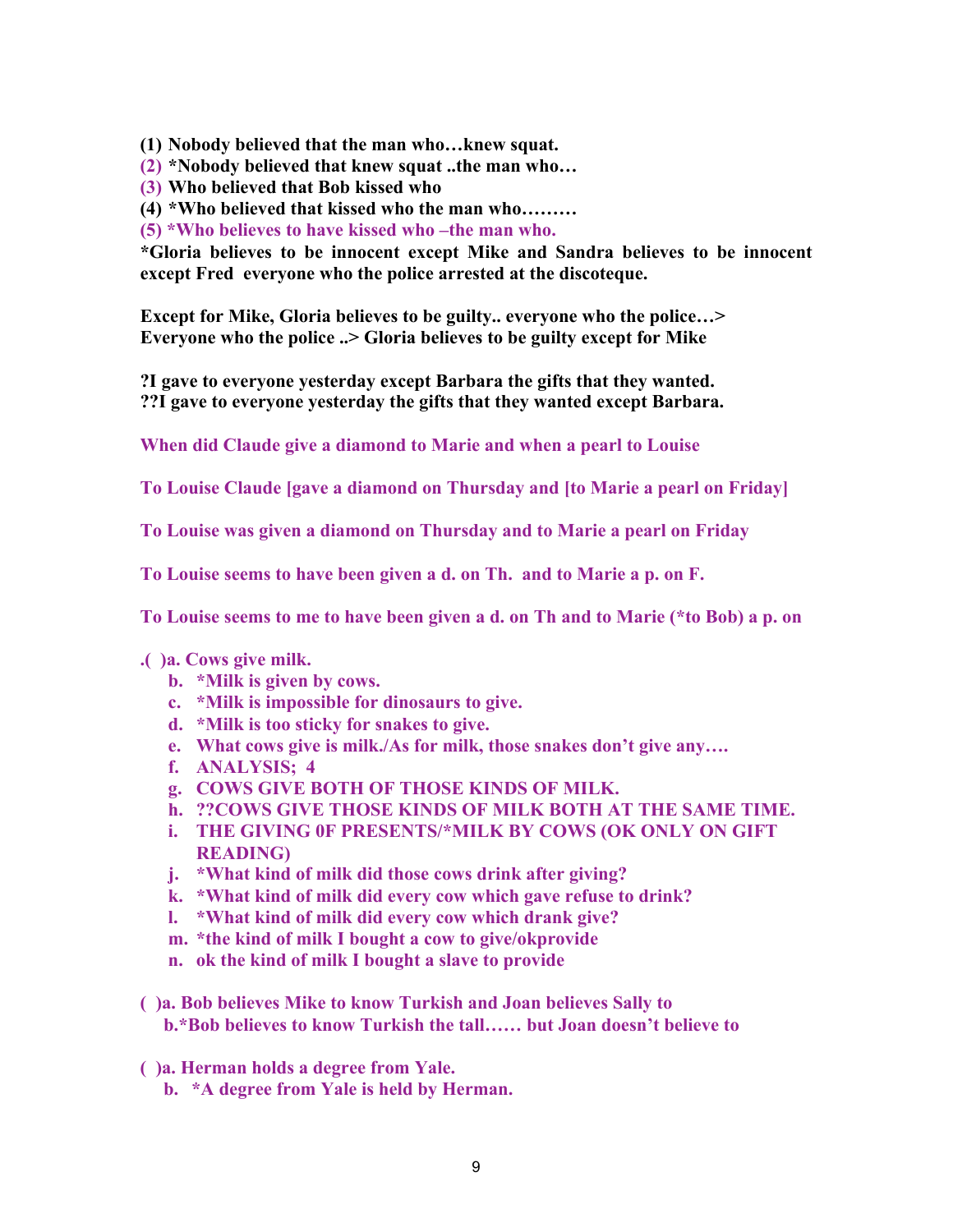**(1) Nobody believed that the man who…knew squat.**
**(2) \*Nobody believed that knew squat ..the man who…**
**(3) Who believed that Bob kissed who**
**(4) \*Who believed that kissed who the man who………**
**(5) \*Who believes to have kissed who –the man who.**
**\*Gloria believes to be innocent except Mike and Sandra believes to be innocent except Fred everyone who the police arrested at the discoteque.**

**Except for Mike, Gloria believes to be guilty.. everyone who the police…>**
**Everyone who the police ..> Gloria believes to be guilty except for Mike**

**?I gave to everyone yesterday except Barbara the gifts that they wanted.**
**??I gave to everyone yesterday the gifts that they wanted except Barbara.**

**When did Claude give a diamond to Marie and when a pearl to Louise**

**To Louise Claude [gave a diamond on Thursday and [to Marie a pearl on Friday]**

**To Louise was given a diamond on Thursday and to Marie a pearl on Friday**

**To Louise seems to have been given a d. on Th. and to Marie a p. on F.**

**To Louise seems to me to have been given a d. on Th and to Marie (\*to Bob) a p. on**

**.( )a. Cows give milk.**
   **b. \*Milk is given by cows.**
   **c. \*Milk is impossible for dinosaurs to give.**
   **d. \*Milk is too sticky for snakes to give.**
   **e. What cows give is milk./As for milk, those snakes don't give any….**
   **f. ANALYSIS; 4**
   **g. COWS GIVE BOTH OF THOSE KINDS OF MILK.**
   **h. ??COWS GIVE THOSE KINDS OF MILK BOTH AT THE SAME TIME.**
   **i. THE GIVING 0F PRESENTS/\*MILK BY COWS (OK ONLY ON GIFT READING)**
   **j. \*What kind of milk did those cows drink after giving?**
   **k. \*What kind of milk did every cow which gave refuse to drink?**
   **l. \*What kind of milk did every cow which drank give?**
   **m. \*the kind of milk I bought a cow to give/okprovide**
   **n. ok the kind of milk I bought a slave to provide**

**( )a. Bob believes Mike to know Turkish and Joan believes Sally to**
   **b.\*Bob believes to know Turkish the tall…… but Joan doesn't believe to**

**( )a. Herman holds a degree from Yale.**
   **b. \*A degree from Yale is held by Herman.**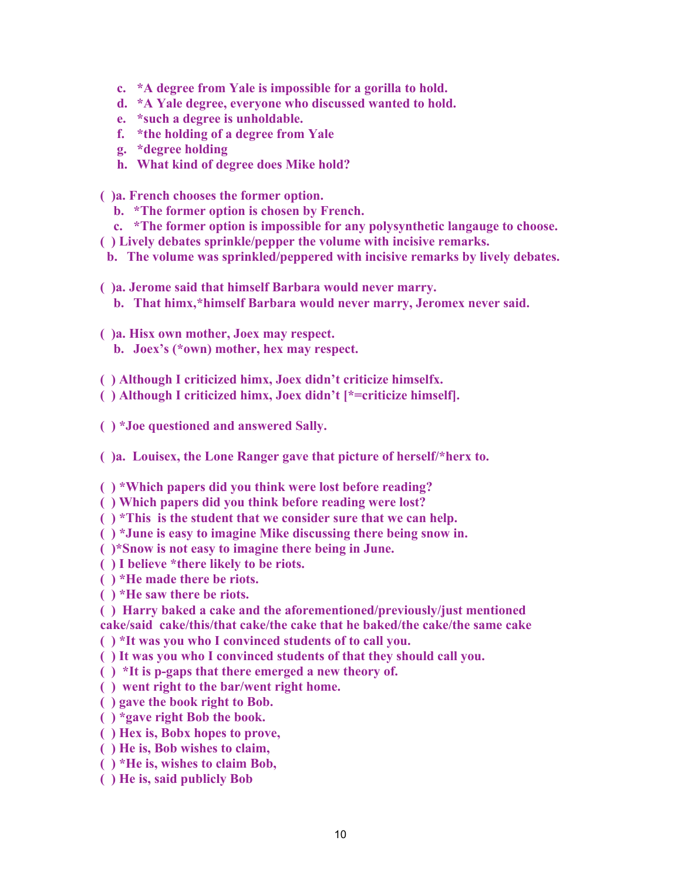**c. \*A degree from Yale is impossible for a gorilla to hold.**
**d. \*A Yale degree, everyone who discussed wanted to hold.**
**e. \*such a degree is unholdable.**
**f. \*the holding of a degree from Yale**
**g. \*degree holding**
**h. What kind of degree does Mike hold?**

**( )a. French chooses the former option.**
**b. \*The former option is chosen by French.**
**c. \*The former option is impossible for any polysynthetic langauge to choose.**
**( ) Lively debates sprinkle/pepper the volume with incisive remarks.**
**b. The volume was sprinkled/peppered with incisive remarks by lively debates.**

**( )a. Jerome said that himself Barbara would never marry.**
**b. That himx,\*himself Barbara would never marry, Jeromex never said.**

**( )a. Hisx own mother, Joex may respect.**
**b. Joex's (\*own) mother, hex may respect.**

**( ) Although I criticized himx, Joex didn't criticize himselfx.**
**( ) Although I criticized himx, Joex didn't [\*=criticize himself].**

**( ) \*Joe questioned and answered Sally.**

**( )a. Louisex, the Lone Ranger gave that picture of herself/\*herx to.**

**( ) \*Which papers did you think were lost before reading?**
**( ) Which papers did you think before reading were lost?**
**( ) \*This is the student that we consider sure that we can help.**
**( ) \*June is easy to imagine Mike discussing there being snow in.**
**( )\*Snow is not easy to imagine there being in June.**
**( ) I believe \*there likely to be riots.**
**( ) \*He made there be riots.**
**( ) \*He saw there be riots.**
**( ) Harry baked a cake and the aforementioned/previously/just mentioned cake/said cake/this/that cake/the cake that he baked/the cake/the same cake**
**( ) \*It was you who I convinced students of to call you.**
**( ) It was you who I convinced students of that they should call you.**
**( ) \*It is p-gaps that there emerged a new theory of.**
**( ) went right to the bar/went right home.**
**( ) gave the book right to Bob.**
**( ) \*gave right Bob the book.**
**( ) Hex is, Bobx hopes to prove,**
**( ) He is, Bob wishes to claim,**
**( ) \*He is, wishes to claim Bob,**
**( ) He is, said publicly Bob**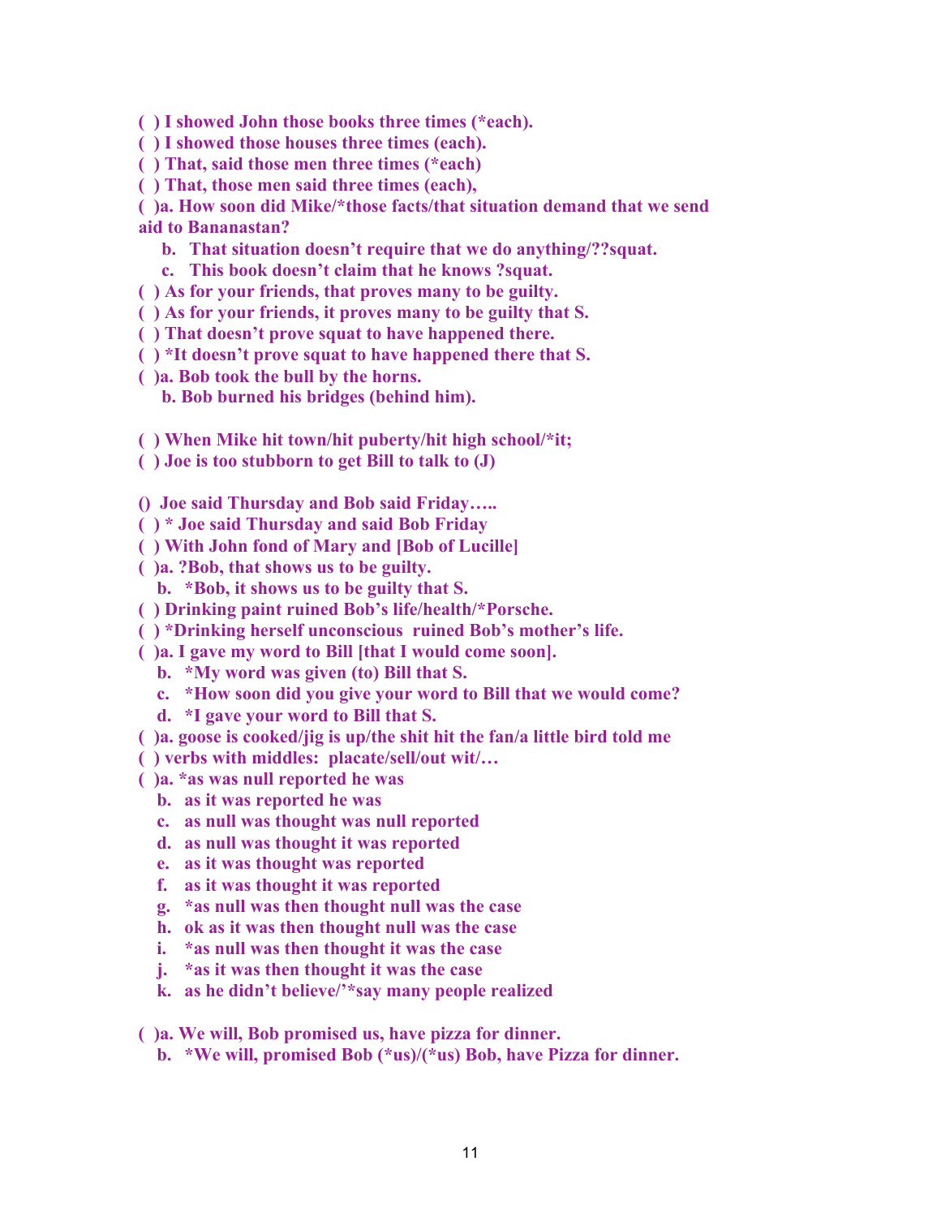**( ) I showed John those books three times (*each).**
**( ) I showed those houses three times (each).**
**( ) That, said those men three times (*each)**
**( ) That, those men said three times (each),**
**( )a. How soon did Mike/*those facts/that situation demand that we send aid to Bananastan?**

**b. That situation doesn't require that we do anything/??squat.**

**c. This book doesn't claim that he knows ?squat.**

**( ) As for your friends, that proves many to be guilty.**
**( ) As for your friends, it proves many to be guilty that S.**
**( ) That doesn't prove squat to have happened there.**
**( ) *It doesn't prove squat to have happened there that S.**
**( )a. Bob took the bull by the horns.**

**b. Bob burned his bridges (behind him).**

**( ) When Mike hit town/hit puberty/hit high school/*it;**
**( ) Joe is too stubborn to get Bill to talk to (J)**

**() Joe said Thursday and Bob said Friday…..**
**( ) * Joe said Thursday and said Bob Friday**
**( ) With John fond of Mary and [Bob of Lucille]**
**( )a. ?Bob, that shows us to be guilty.**

**b. *Bob, it shows us to be guilty that S.**

**( ) Drinking paint ruined Bob's life/health/*Porsche.**
**( ) *Drinking herself unconscious ruined Bob's mother's life.**
**( )a. I gave my word to Bill [that I would come soon].**

**b. *My word was given (to) Bill that S.**

**c. *How soon did you give your word to Bill that we would come?**

**d. *I gave your word to Bill that S.**

**( )a. goose is cooked/jig is up/the shit hit the fan/a little bird told me**
**( ) verbs with middles: placate/sell/out wit/…**
**( )a. *as was null reported he was**

**b. as it was reported he was**

**c. as null was thought was null reported**

**d. as null was thought it was reported**

**e. as it was thought was reported**

**f. as it was thought it was reported**

**g. *as null was then thought null was the case**

**h. ok as it was then thought null was the case**

**i. *as null was then thought it was the case**

**j. *as it was then thought it was the case**

**k. as he didn't believe/'*say many people realized**

**( )a. We will, Bob promised us, have pizza for dinner.**

**b. *We will, promised Bob (*us)/(*us) Bob, have Pizza for dinner.**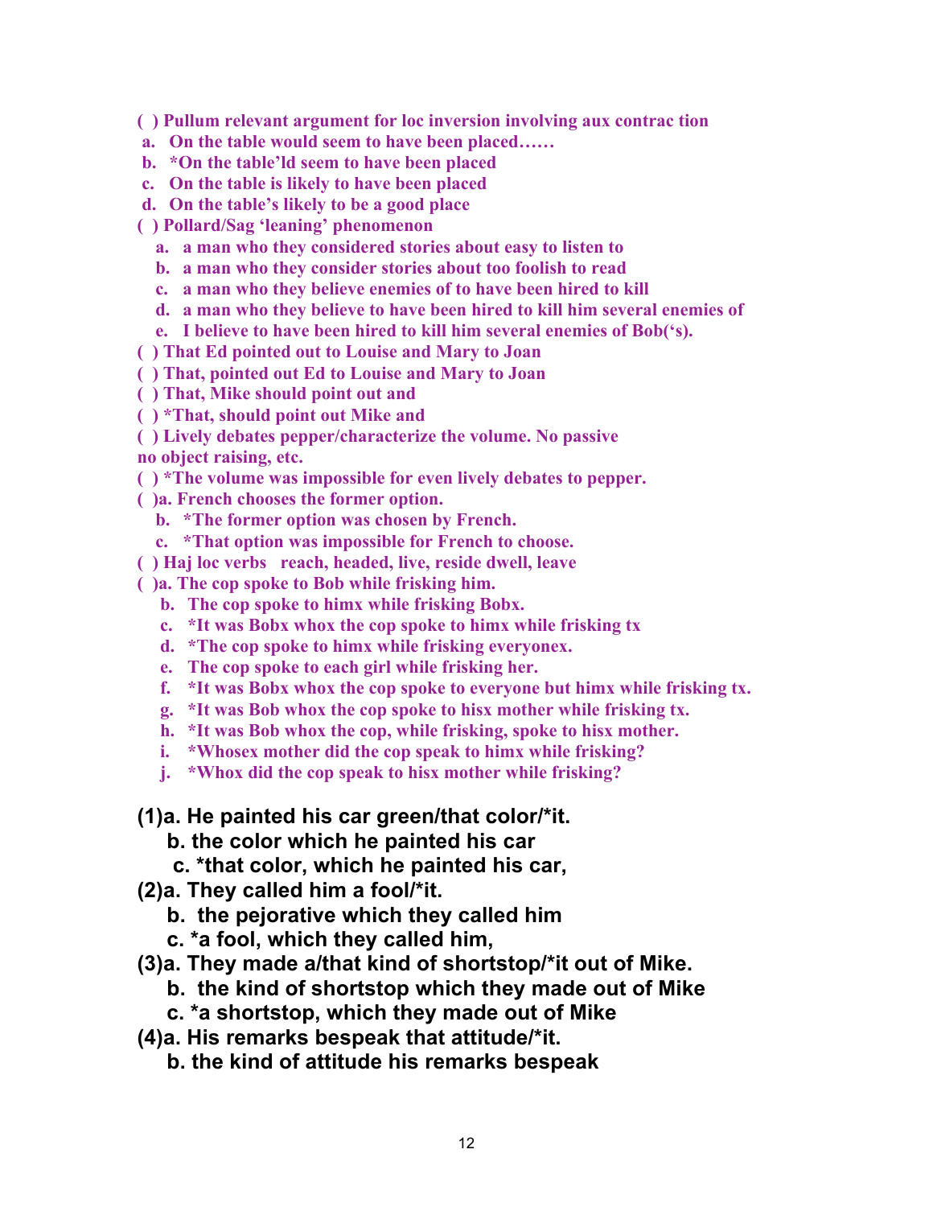( ) Pullum relevant argument for loc inversion involving aux contrac tion

a. On the table would seem to have been placed……

b. *On the table'ld seem to have been placed

c. On the table is likely to have been placed

d. On the table's likely to be a good place

( ) Pollard/Sag 'leaning' phenomenon

a. a man who they considered stories about easy to listen to

b. a man who they consider stories about too foolish to read

c. a man who they believe enemies of to have been hired to kill

d. a man who they believe to have been hired to kill him several enemies of

e. I believe to have been hired to kill him several enemies of Bob('s).

( ) That Ed pointed out to Louise and Mary to Joan

( ) That, pointed out Ed to Louise and Mary to Joan

( ) That, Mike should point out and

( ) *That, should point out Mike and

( ) Lively debates pepper/characterize the volume. No passive no object raising, etc.

( ) *The volume was impossible for even lively debates to pepper.

( )a. French chooses the former option.

b. *The former option was chosen by French.

c. *That option was impossible for French to choose.

( ) Haj loc verbs reach, headed, live, reside dwell, leave

( )a. The cop spoke to Bob while frisking him.

b. The cop spoke to himx while frisking Bobx.

c. *It was Bobx whox the cop spoke to himx while frisking tx

d. *The cop spoke to himx while frisking everyonex.

e. The cop spoke to each girl while frisking her.

f. *It was Bobx whox the cop spoke to everyone but himx while frisking tx.

g. *It was Bob whox the cop spoke to hisx mother while frisking tx.

h. *It was Bob whox the cop, while frisking, spoke to hisx mother.

i. *Whosex mother did the cop speak to himx while frisking?

j. *Whox did the cop speak to hisx mother while frisking?

(1)a. He painted his car green/that color/*it.

b. the color which he painted his car

c. *that color, which he painted his car,

(2)a. They called him a fool/*it.

b. the pejorative which they called him

c. *a fool, which they called him,

(3)a. They made a/that kind of shortstop/*it out of Mike.

b. the kind of shortstop which they made out of Mike

c. *a shortstop, which they made out of Mike

(4)a. His remarks bespeak that attitude/*it.

b. the kind of attitude his remarks bespeak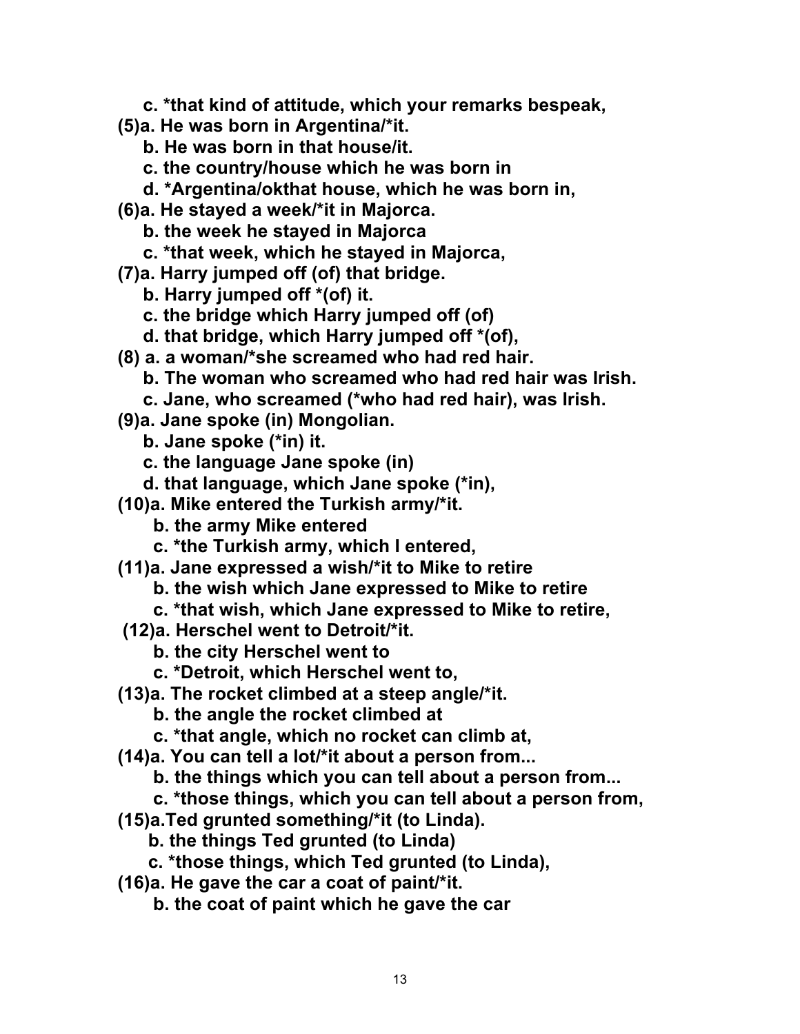**c. *that kind of attitude, which your remarks bespeak,**

**(5)a. He was born in Argentina/*it.**

**b. He was born in that house/it.**

**c. the country/house which he was born in**

**d. *Argentina/okthat house, which he was born in,**

**(6)a. He stayed a week/*it in Majorca.**

**b. the week he stayed in Majorca**

**c. *that week, which he stayed in Majorca,**

**(7)a. Harry jumped off (of) that bridge.**

**b. Harry jumped off *(of) it.**

**c. the bridge which Harry jumped off (of)**

**d. that bridge, which Harry jumped off *(of),**

**(8) a. a woman/*she screamed who had red hair.**

**b. The woman who screamed who had red hair was Irish.**

**c. Jane, who screamed (*who had red hair), was Irish.**

**(9)a. Jane spoke (in) Mongolian.**

**b. Jane spoke (*in) it.**

**c. the language Jane spoke (in)**

**d. that language, which Jane spoke (*in),**

**(10)a. Mike entered the Turkish army/*it.**

**b. the army Mike entered**

**c. *the Turkish army, which I entered,**

**(11)a. Jane expressed a wish/*it to Mike to retire**

**b. the wish which Jane expressed to Mike to retire**

**c. *that wish, which Jane expressed to Mike to retire,**

**(12)a. Herschel went to Detroit/*it.**

**b. the city Herschel went to**

**c. *Detroit, which Herschel went to,**

**(13)a. The rocket climbed at a steep angle/*it.**

**b. the angle the rocket climbed at**

**c. *that angle, which no rocket can climb at,**

**(14)a. You can tell a lot/*it about a person from...**

**b. the things which you can tell about a person from...**

**c. *those things, which you can tell about a person from,**

**(15)a.Ted grunted something/*it (to Linda).**

**b. the things Ted grunted (to Linda)**

**c. *those things, which Ted grunted (to Linda),**

**(16)a. He gave the car a coat of paint/*it.**

**b. the coat of paint which he gave the car**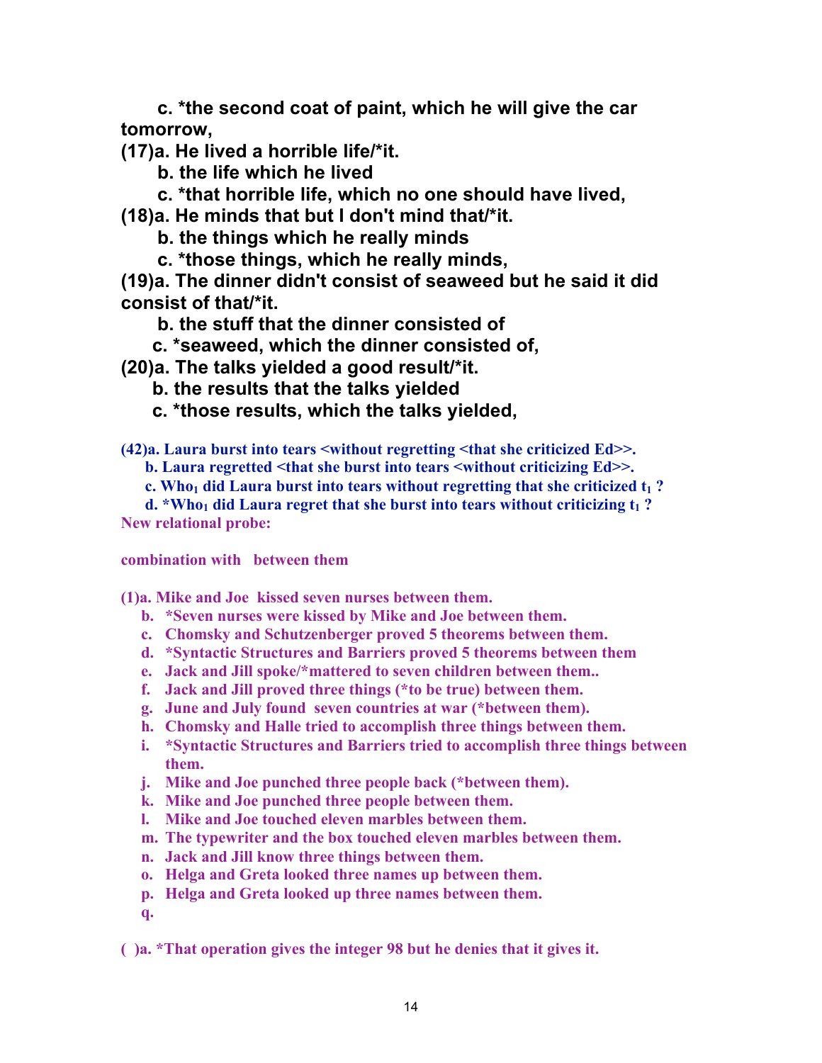c. *the second coat of paint, which he will give the car tomorrow,

(17)a. He lived a horrible life/*it.

b. the life which he lived

c. *that horrible life, which no one should have lived,

(18)a. He minds that but I don't mind that/*it.

b. the things which he really minds

c. *those things, which he really minds,

(19)a. The dinner didn't consist of seaweed but he said it did consist of that/*it.

b. the stuff that the dinner consisted of

c. *seaweed, which the dinner consisted of,

(20)a. The talks yielded a good result/*it.

b. the results that the talks yielded

c. *those results, which the talks yielded,

(42)a. Laura burst into tears <without regretting <that she criticized Ed>>.

b. Laura regretted <that she burst into tears <without criticizing Ed>>.

c. $\text{Who}_1$ did Laura burst into tears without regretting that she criticized $t_1$ ?

d. *$\text{Who}_1$ did Laura regret that she burst into tears without criticizing $t_1$ ?

New relational probe:

combination with between them

(1)a. Mike and Joe kissed seven nurses between them.

b. *Seven nurses were kissed by Mike and Joe between them.

c. Chomsky and Schutzenberger proved 5 theorems between them.

d. *Syntactic Structures and Barriers proved 5 theorems between them

e. Jack and Jill spoke/*mattered to seven children between them..

f. Jack and Jill proved three things (*to be true) between them.

g. June and July found seven countries at war (*between them).

h. Chomsky and Halle tried to accomplish three things between them.

i. *Syntactic Structures and Barriers tried to accomplish three things between them.

j. Mike and Joe punched three people back (*between them).

k. Mike and Joe punched three people between them.

l. Mike and Joe touched eleven marbles between them.

m. The typewriter and the box touched eleven marbles between them.

n. Jack and Jill know three things between them.

o. Helga and Greta looked three names up between them.

p. Helga and Greta looked up three names between them.

q.

( )a. *That operation gives the integer 98 but he denies that it gives it.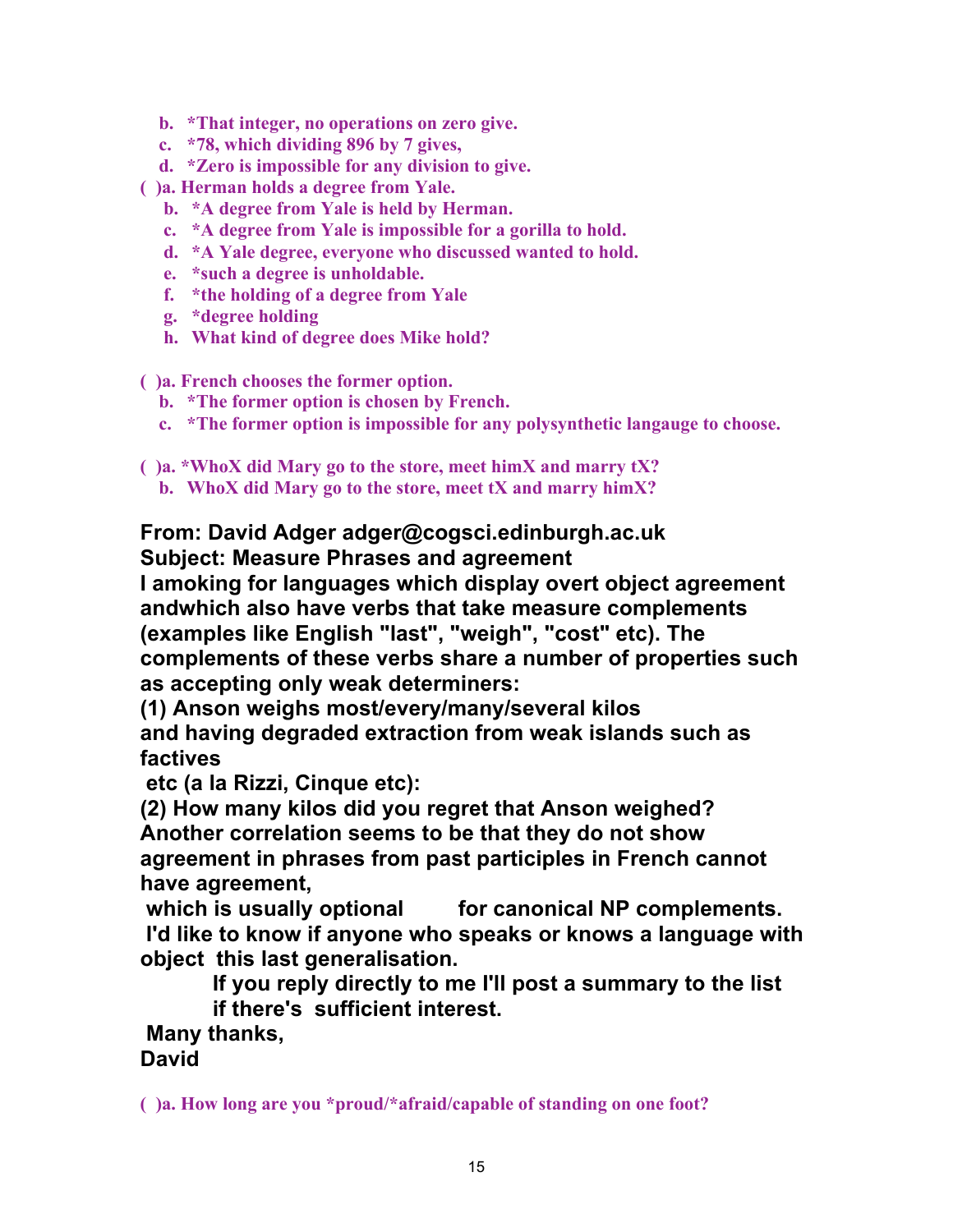b. *That integer, no operations on zero give.
c. *78, which dividing 896 by 7 gives,
d. *Zero is impossible for any division to give.

( )a. Herman holds a degree from Yale.
b. *A degree from Yale is held by Herman.
c. *A degree from Yale is impossible for a gorilla to hold.
d. *A Yale degree, everyone who discussed wanted to hold.
e. *such a degree is unholdable.
f. *the holding of a degree from Yale
g. *degree holding
h. What kind of degree does Mike hold?

( )a. French chooses the former option.
b. *The former option is chosen by French.
c. *The former option is impossible for any polysynthetic langauge to choose.

( )a. *WhoX did Mary go to the store, meet himX and marry tX?
b. WhoX did Mary go to the store, meet tX and marry himX?

**From: David Adger adger@cogsci.edinburgh.ac.uk**
**Subject: Measure Phrases and agreement**
**I amoking for languages which display overt object agreement andwhich also have verbs that take measure complements (examples like English "last", "weigh", "cost" etc). The complements of these verbs share a number of properties such as accepting only weak determiners:**
**(1) Anson weighs most/every/many/several kilos**
**and having degraded extraction from weak islands such as factives**
**etc (a la Rizzi, Cinque etc):**
**(2) How many kilos did you regret that Anson weighed?**
**Another correlation seems to be that they do not show agreement in phrases from past participles in French cannot have agreement,**
**which is usually optional for canonical NP complements.**
**I'd like to know if anyone who speaks or knows a language with object this last generalisation.**
**If you reply directly to me I'll post a summary to the list if there's sufficient interest.**
**Many thanks,**
**David**

( )a. How long are you *proud/*afraid/capable of standing on one foot?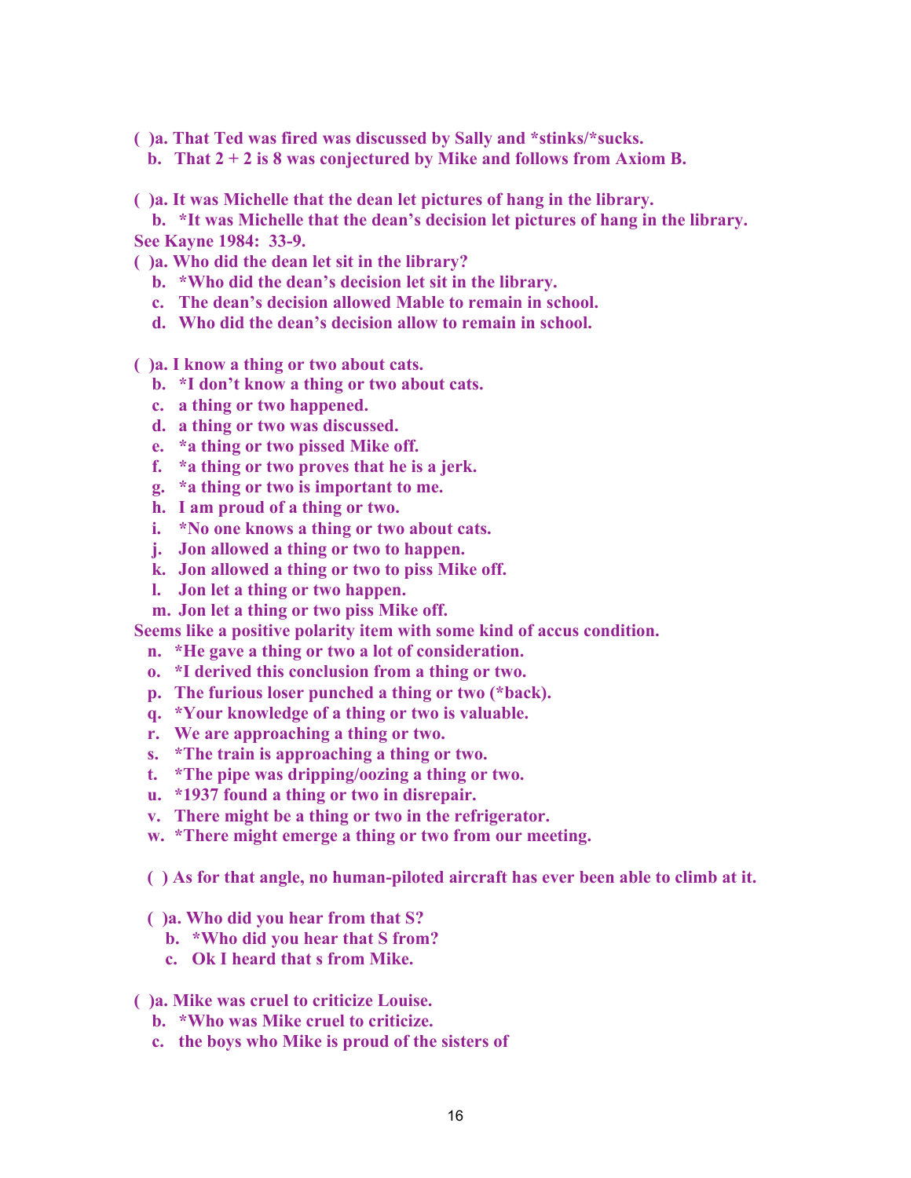( )a. That Ted was fired was discussed by Sally and *stinks/*sucks.

b. That 2 + 2 is 8 was conjectured by Mike and follows from Axiom B.

( )a. It was Michelle that the dean let pictures of hang in the library.

b. *It was Michelle that the dean's decision let pictures of hang in the library.

See Kayne 1984: 33-9.

( )a. Who did the dean let sit in the library?

b. *Who did the dean's decision let sit in the library.

c. The dean's decision allowed Mable to remain in school.

d. Who did the dean's decision allow to remain in school.

( )a. I know a thing or two about cats.

b. *I don't know a thing or two about cats.

c. a thing or two happened.

d. a thing or two was discussed.

e. *a thing or two pissed Mike off.

f. *a thing or two proves that he is a jerk.

g. *a thing or two is important to me.

h. I am proud of a thing or two.

i. *No one knows a thing or two about cats.

j. Jon allowed a thing or two to happen.

k. Jon allowed a thing or two to piss Mike off.

l. Jon let a thing or two happen.

m. Jon let a thing or two piss Mike off.

Seems like a positive polarity item with some kind of accus condition.

n. *He gave a thing or two a lot of consideration.

o. *I derived this conclusion from a thing or two.

p. The furious loser punched a thing or two (*back).

q. *Your knowledge of a thing or two is valuable.

r. We are approaching a thing or two.

s. *The train is approaching a thing or two.

t. *The pipe was dripping/oozing a thing or two.

u. *1937 found a thing or two in disrepair.

v. There might be a thing or two in the refrigerator.

w. *There might emerge a thing or two from our meeting.

( ) As for that angle, no human-piloted aircraft has ever been able to climb at it.

( )a. Who did you hear from that S?

b. *Who did you hear that S from?

c. Ok I heard that s from Mike.

( )a. Mike was cruel to criticize Louise.

b. *Who was Mike cruel to criticize.

c. the boys who Mike is proud of the sisters of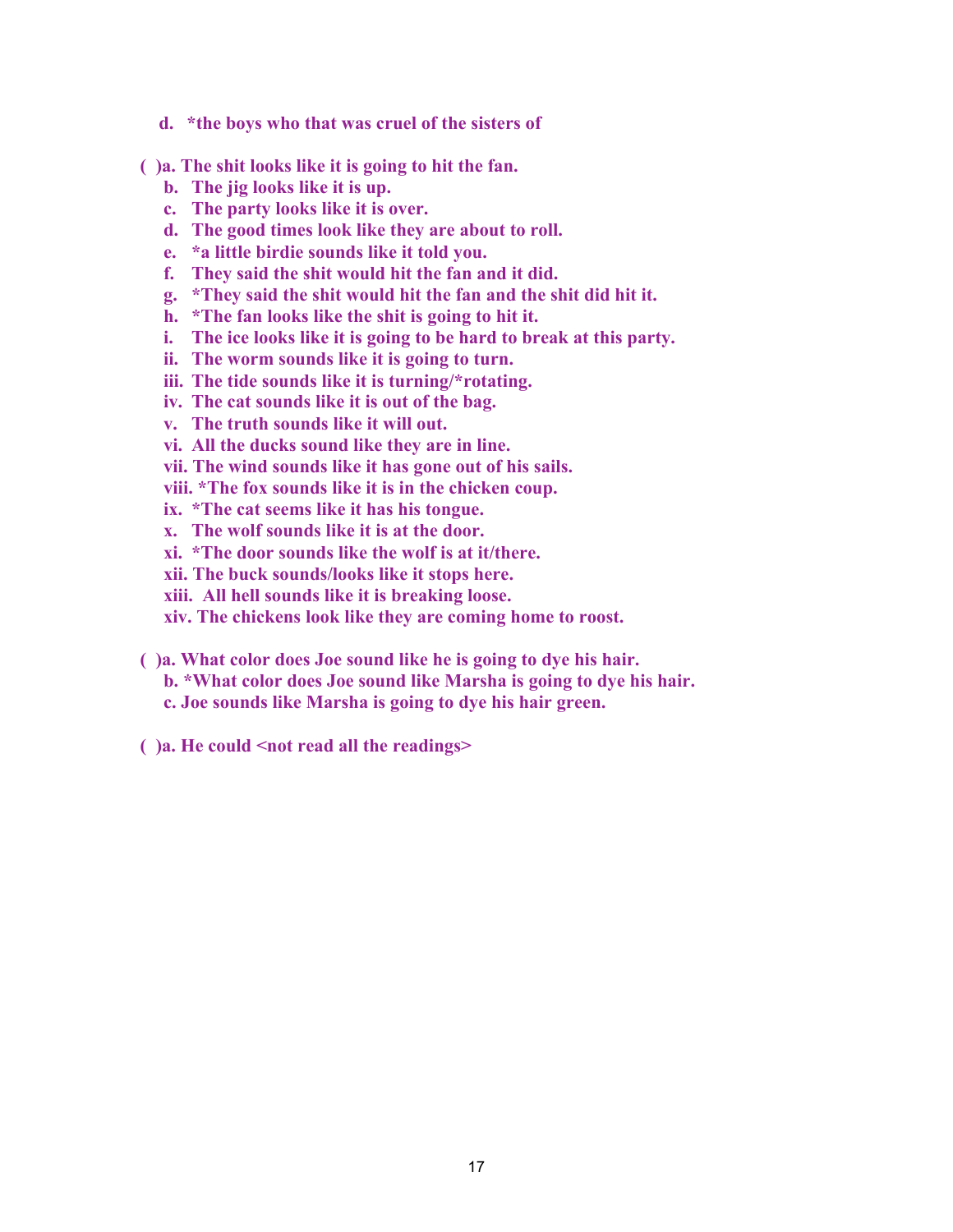d. *the boys who that was cruel of the sisters of

( )a. The shit looks like it is going to hit the fan.
   b. The jig looks like it is up.
   c. The party looks like it is over.
   d. The good times look like they are about to roll.
   e. *a little birdie sounds like it told you.
   f. They said the shit would hit the fan and it did.
   g. *They said the shit would hit the fan and the shit did hit it.
   h. *The fan looks like the shit is going to hit it.
   i. The ice looks like it is going to be hard to break at this party.
   ii. The worm sounds like it is going to turn.
   iii. The tide sounds like it is turning/*rotating.
   iv. The cat sounds like it is out of the bag.
   v. The truth sounds like it will out.
   vi. All the ducks sound like they are in line.
   vii. The wind sounds like it has gone out of his sails.
   viii. *The fox sounds like it is in the chicken coup.
   ix. *The cat seems like it has his tongue.
   x. The wolf sounds like it is at the door.
   xi. *The door sounds like the wolf is at it/there.
   xii. The buck sounds/looks like it stops here.
   xiii. All hell sounds like it is breaking loose.
   xiv. The chickens look like they are coming home to roost.

( )a. What color does Joe sound like he is going to dye his hair.
   b. *What color does Joe sound like Marsha is going to dye his hair.
   c. Joe sounds like Marsha is going to dye his hair green.

( )a. He could <not read all the readings>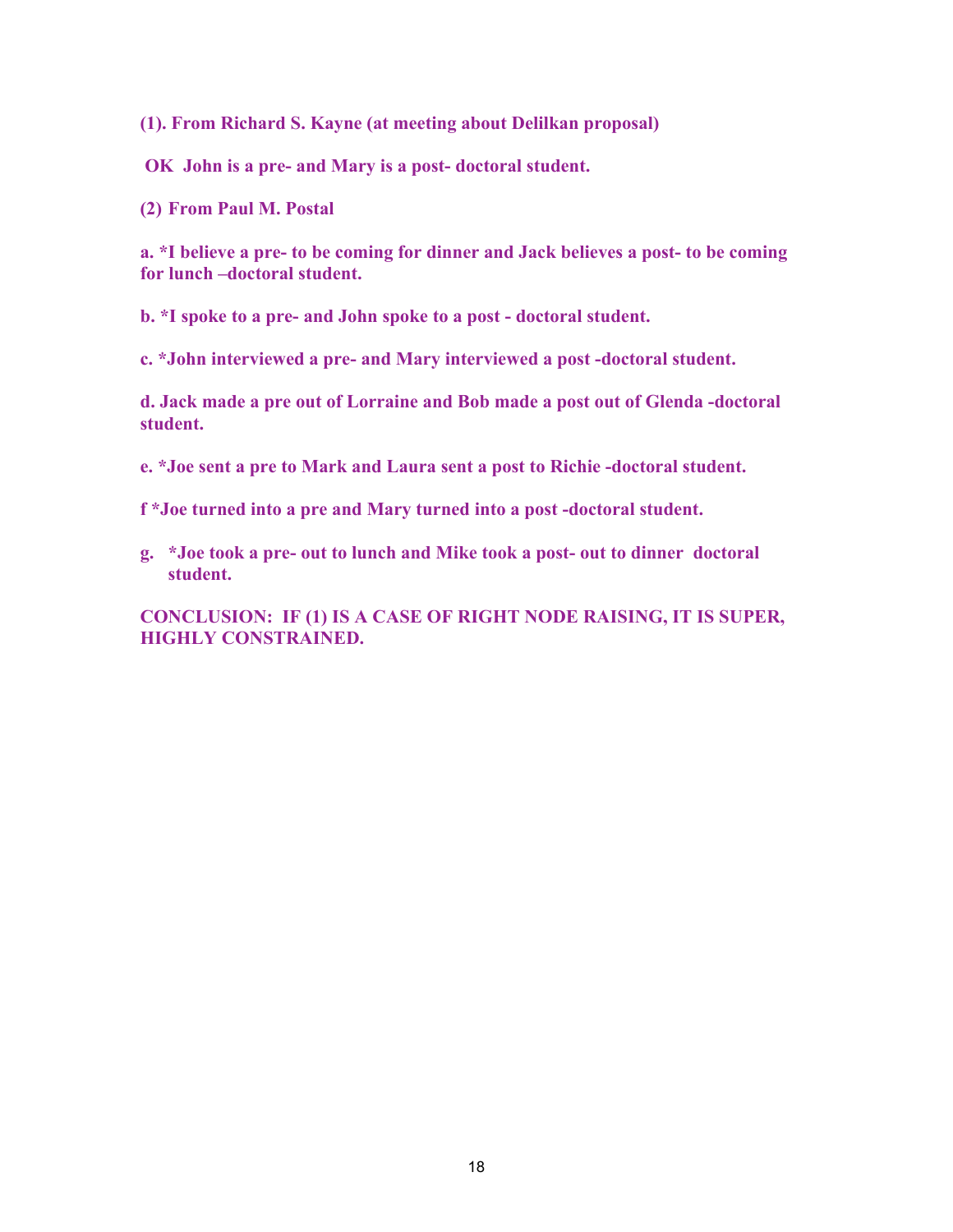**(1). From Richard S. Kayne (at meeting about Delilkan proposal)**

**OK John is a pre- and Mary is a post- doctoral student.**

**(2) From Paul M. Postal**

**a. *I believe a pre- to be coming for dinner and Jack believes a post- to be coming for lunch –doctoral student.**

**b. *I spoke to a pre- and John spoke to a post - doctoral student.**

**c. *John interviewed a pre- and Mary interviewed a post -doctoral student.**

**d. Jack made a pre out of Lorraine and Bob made a post out of Glenda -doctoral student.**

**e. *Joe sent a pre to Mark and Laura sent a post to Richie -doctoral student.**

**f *Joe turned into a pre and Mary turned into a post -doctoral student.**

**g. *Joe took a pre- out to lunch and Mike took a post- out to dinner doctoral student.**

**CONCLUSION: IF (1) IS A CASE OF RIGHT NODE RAISING, IT IS SUPER, HIGHLY CONSTRAINED.**